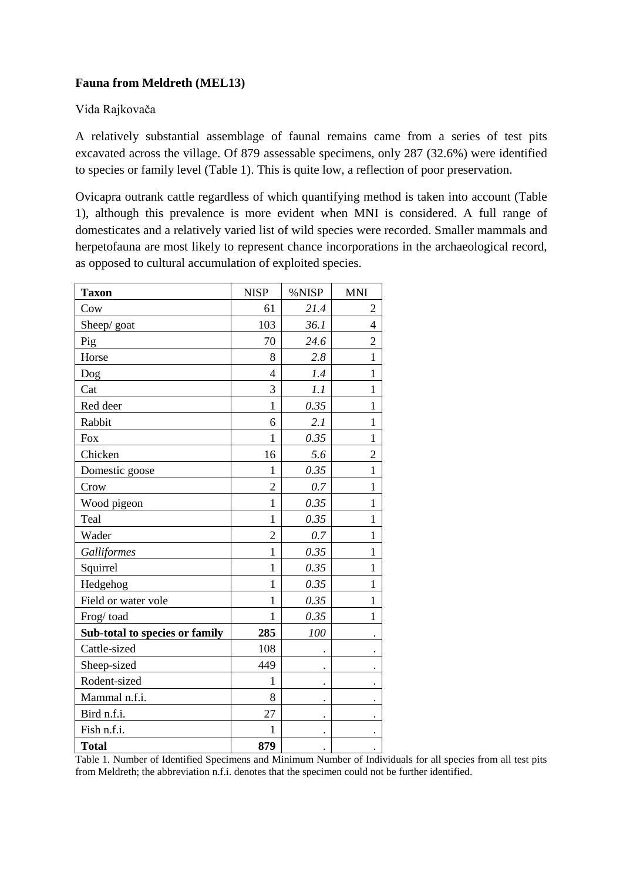**Fauna from Meldreth (MEL13)**

Vida Rajkovača

A relatively substantial assemblage of faunal remains came from a series of test pits excavated across the village. Of 879 assessable specimens, only 287 (32.6%) were identified to species or family level (Table 1). This is quite low, a reflection of poor preservation.

Ovicapra outrank cattle regardless of which quantifying method is taken into account (Table 1), although this prevalence is more evident when MNI is considered. A full range of domesticates and a relatively varied list of wild species were recorded. Smaller mammals and herpetofauna are most likely to represent chance incorporations in the archaeological record, as opposed to cultural accumulation of exploited species.

| **Taxon** | NISP | %NISP | MNI |
|---|---|---|---|
| Cow | 61 | *21.4* | 2 |
| Sheep/ goat | 103 | *36.1* | 4 |
| Pig | 70 | *24.6* | 2 |
| Horse | 8 | *2.8* | 1 |
| Dog | 4 | *1.4* | 1 |
| Cat | 3 | *1.1* | 1 |
| Red deer | 1 | *0.35* | 1 |
| Rabbit | 6 | *2.1* | 1 |
| Fox | 1 | *0.35* | 1 |
| Chicken | 16 | *5.6* | 2 |
| Domestic goose | 1 | *0.35* | 1 |
| Crow | 2 | *0.7* | 1 |
| Wood pigeon | 1 | *0.35* | 1 |
| Teal | 1 | *0.35* | 1 |
| Wader | 2 | *0.7* | 1 |
| *Galliformes* | 1 | *0.35* | 1 |
| Squirrel | 1 | *0.35* | 1 |
| Hedgehog | 1 | *0.35* | 1 |
| Field or water vole | 1 | *0.35* | 1 |
| Frog/ toad | 1 | *0.35* | 1 |
| **Sub-total to species or family** | **285** | *100* | . |
| Cattle-sized | 108 | . | . |
| Sheep-sized | 449 | . | . |
| Rodent-sized | 1 | . | . |
| Mammal n.f.i. | 8 | . | . |
| Bird n.f.i. | 27 | . | . |
| Fish n.f.i. | 1 | . | . |
| **Total** | **879** | . | . |

Table 1. Number of Identified Specimens and Minimum Number of Individuals for all species from all test pits from Meldreth; the abbreviation n.f.i. denotes that the specimen could not be further identified.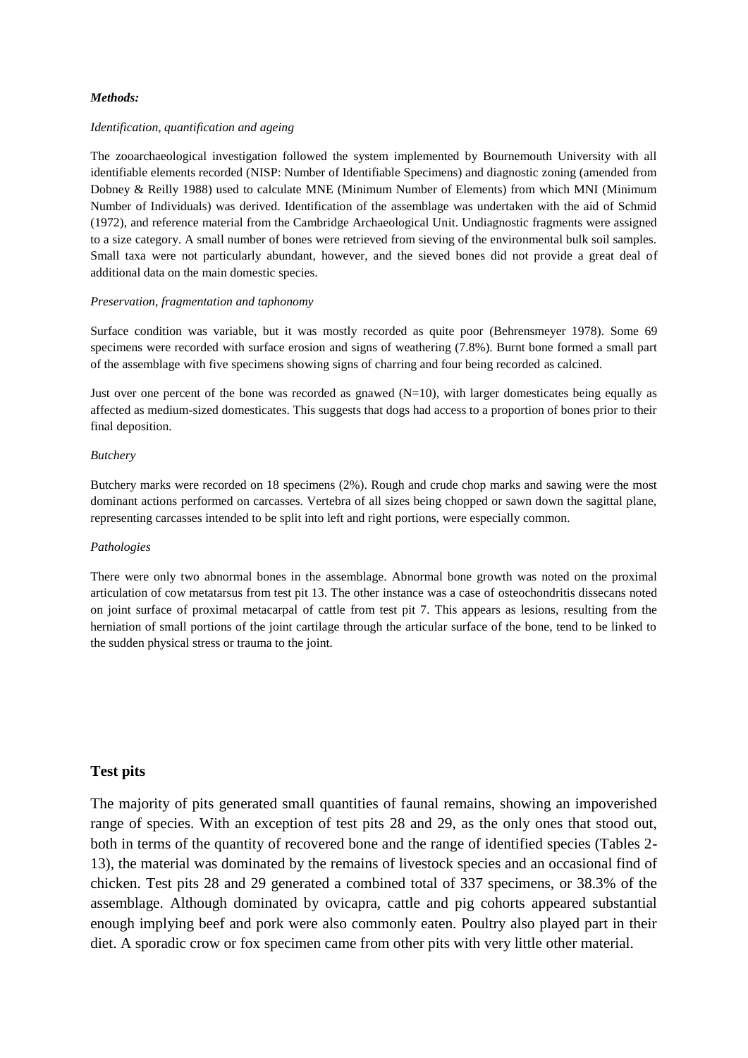***Methods:***

*Identification, quantification and ageing*

The zooarchaeological investigation followed the system implemented by Bournemouth University with all identifiable elements recorded (NISP: Number of Identifiable Specimens) and diagnostic zoning (amended from Dobney & Reilly 1988) used to calculate MNE (Minimum Number of Elements) from which MNI (Minimum Number of Individuals) was derived. Identification of the assemblage was undertaken with the aid of Schmid (1972), and reference material from the Cambridge Archaeological Unit. Undiagnostic fragments were assigned to a size category. A small number of bones were retrieved from sieving of the environmental bulk soil samples. Small taxa were not particularly abundant, however, and the sieved bones did not provide a great deal of additional data on the main domestic species.

*Preservation, fragmentation and taphonomy*

Surface condition was variable, but it was mostly recorded as quite poor (Behrensmeyer 1978). Some 69 specimens were recorded with surface erosion and signs of weathering (7.8%). Burnt bone formed a small part of the assemblage with five specimens showing signs of charring and four being recorded as calcined.

Just over one percent of the bone was recorded as gnawed (N=10), with larger domesticates being equally as affected as medium-sized domesticates. This suggests that dogs had access to a proportion of bones prior to their final deposition.

*Butchery*

Butchery marks were recorded on 18 specimens (2%). Rough and crude chop marks and sawing were the most dominant actions performed on carcasses. Vertebra of all sizes being chopped or sawn down the sagittal plane, representing carcasses intended to be split into left and right portions, were especially common.

*Pathologies*

There were only two abnormal bones in the assemblage. Abnormal bone growth was noted on the proximal articulation of cow metatarsus from test pit 13. The other instance was a case of osteochondritis dissecans noted on joint surface of proximal metacarpal of cattle from test pit 7. This appears as lesions, resulting from the herniation of small portions of the joint cartilage through the articular surface of the bone, tend to be linked to the sudden physical stress or trauma to the joint.

## Test pits

The majority of pits generated small quantities of faunal remains, showing an impoverished range of species. With an exception of test pits 28 and 29, as the only ones that stood out, both in terms of the quantity of recovered bone and the range of identified species (Tables 2-13), the material was dominated by the remains of livestock species and an occasional find of chicken. Test pits 28 and 29 generated a combined total of 337 specimens, or 38.3% of the assemblage. Although dominated by ovicapra, cattle and pig cohorts appeared substantial enough implying beef and pork were also commonly eaten. Poultry also played part in their diet. A sporadic crow or fox specimen came from other pits with very little other material.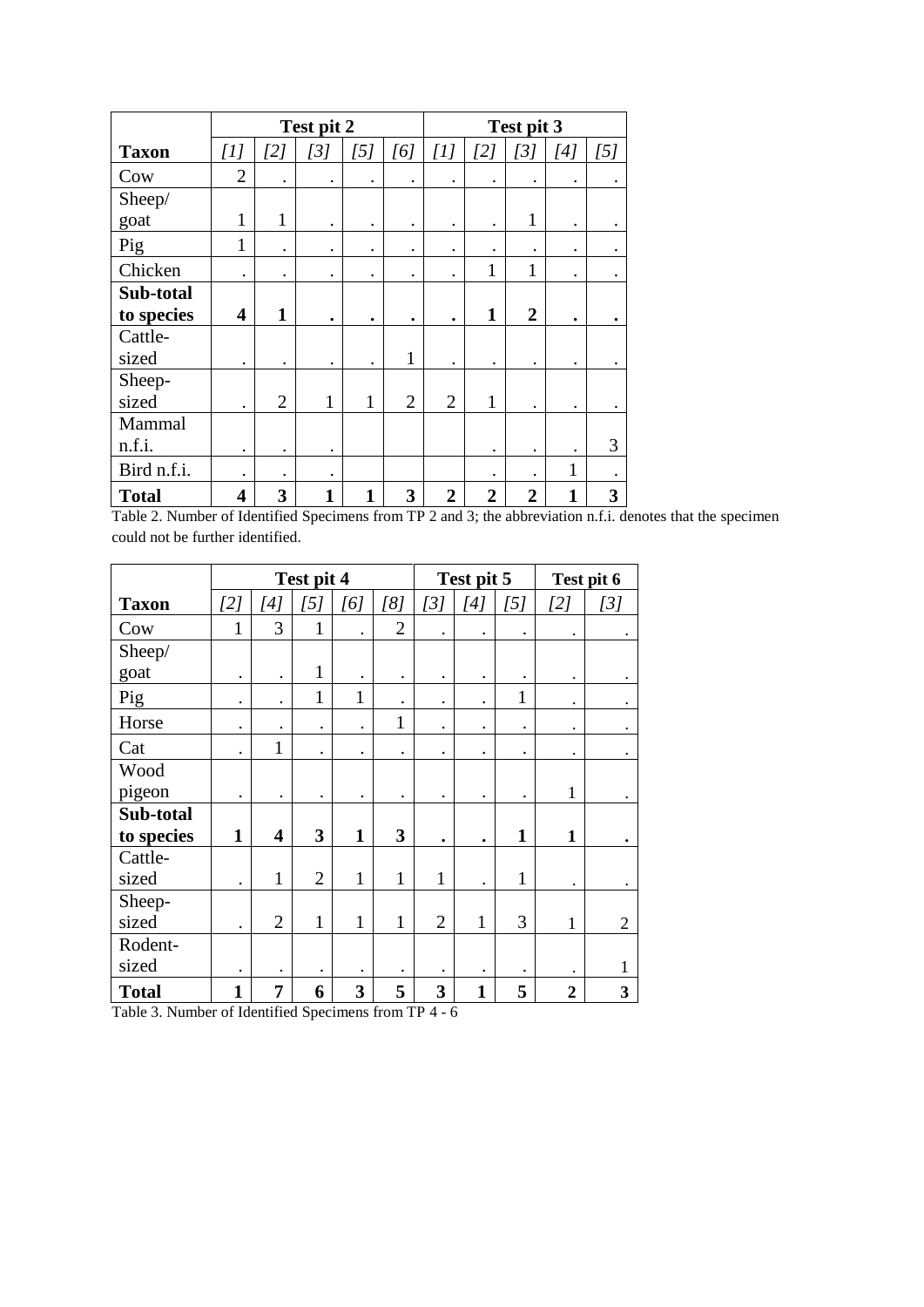| | Test pit 2 | | | | | Test pit 3 | | | | |
|---|---|---|---|---|---|---|---|---|---|---|
| **Taxon** | *[1]* | *[2]* | *[3]* | *[5]* | *[6]* | *[1]* | *[2]* | *[3]* | *[4]* | *[5]* |
| Cow | 2 | . | . | . | . | . | . | . | . | . |
| Sheep/ goat | 1 | 1 | . | . | . | . | . | 1 | . | . |
| Pig | 1 | . | . | . | . | . | . | . | . | . |
| Chicken | . | . | . | . | . | . | 1 | 1 | . | . |
| **Sub-total to species** | **4** | **1** | **.** | **.** | **.** | **.** | **1** | **2** | **.** | **.** |
| Cattle-sized | . | . | . | . | 1 | . | . | . | . | . |
| Sheep-sized | . | 2 | 1 | 1 | 2 | 2 | 1 | . | . | . |
| Mammal n.f.i. | . | . | . | | | | . | . | . | 3 |
| Bird n.f.i. | . | . | . | | | | . | . | 1 | . |
| **Total** | **4** | **3** | **1** | **1** | **3** | **2** | **2** | **2** | **1** | **3** |

Table 2. Number of Identified Specimens from TP 2 and 3; the abbreviation n.f.i. denotes that the specimen could not be further identified.

| | Test pit 4 | | | | | Test pit 5 | | | Test pit 6 | |
|---|---|---|---|---|---|---|---|---|---|---|
| **Taxon** | *[2]* | *[4]* | *[5]* | *[6]* | *[8]* | *[3]* | *[4]* | *[5]* | *[2]* | *[3]* |
| Cow | 1 | 3 | 1 | . | 2 | . | . | . | . | . |
| Sheep/ goat | . | . | 1 | . | . | . | . | . | . | . |
| Pig | . | . | 1 | 1 | . | . | . | 1 | . | . |
| Horse | . | . | . | . | 1 | . | . | . | . | . |
| Cat | . | 1 | . | . | . | . | . | . | . | . |
| Wood pigeon | . | . | . | . | . | . | . | . | 1 | . |
| **Sub-total to species** | **1** | **4** | **3** | **1** | **3** | **.** | **.** | **1** | **1** | **.** |
| Cattle-sized | . | 1 | 2 | 1 | 1 | 1 | . | 1 | . | . |
| Sheep-sized | . | 2 | 1 | 1 | 1 | 2 | 1 | 3 | 1 | 2 |
| Rodent-sized | . | . | . | . | . | . | . | . | . | 1 |
| **Total** | **1** | **7** | **6** | **3** | **5** | **3** | **1** | **5** | **2** | **3** |

Table 3. Number of Identified Specimens from TP 4 - 6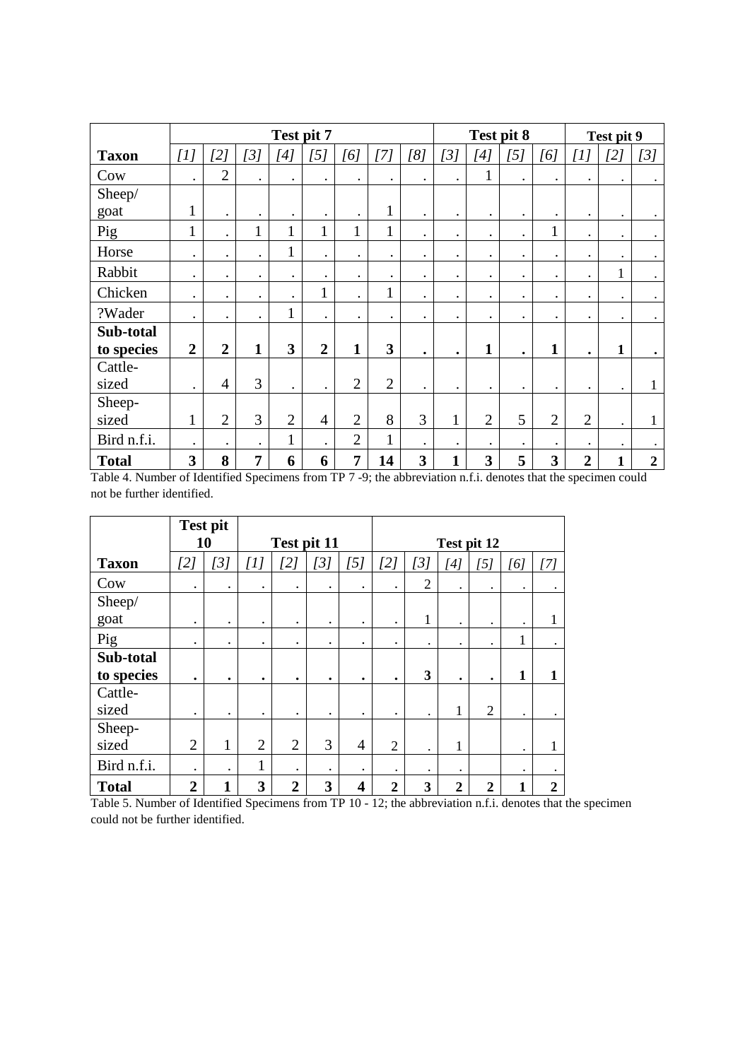| | Test pit 7 | | | | | | | | Test pit 8 | | | | Test pit 9 | | |
|---|---|---|---|---|---|---|---|---|---|---|---|---|---|---|---|
| **Taxon** | *[1]* | *[2]* | *[3]* | *[4]* | *[5]* | *[6]* | *[7]* | *[8]* | *[3]* | *[4]* | *[5]* | *[6]* | *[1]* | *[2]* | *[3]* |
| Cow | . | 2 | . | . | . | . | . | . | . | 1 | . | . | . | . | . |
| Sheep/ goat | 1 | . | . | . | . | . | 1 | . | . | . | . | . | . | . | . |
| Pig | 1 | . | 1 | 1 | 1 | 1 | 1 | . | . | . | . | 1 | . | . | . |
| Horse | . | . | . | 1 | . | . | . | . | . | . | . | . | . | . | . |
| Rabbit | . | . | . | . | . | . | . | . | . | . | . | . | . | 1 | . |
| Chicken | . | . | . | . | 1 | . | 1 | . | . | . | . | . | . | . | . |
| ?Wader | . | . | . | 1 | . | . | . | . | . | . | . | . | . | . | . |
| **Sub-total to species** | **2** | **2** | **1** | **3** | **2** | **1** | **3** | **.** | **.** | **1** | **.** | **1** | **.** | **1** | **.** |
| Cattle-sized | . | 4 | 3 | . | . | 2 | 2 | . | . | . | . | . | . | . | 1 |
| Sheep-sized | 1 | 2 | 3 | 2 | 4 | 2 | 8 | 3 | 1 | 2 | 5 | 2 | 2 | . | 1 |
| Bird n.f.i. | . | . | . | 1 | . | 2 | 1 | . | . | . | . | . | . | . | . |
| **Total** | **3** | **8** | **7** | **6** | **6** | **7** | **14** | **3** | **1** | **3** | **5** | **3** | **2** | **1** | **2** |

Table 4. Number of Identified Specimens from TP 7 -9; the abbreviation n.f.i. denotes that the specimen could not be further identified.

| | Test pit 10 | | Test pit 11 | | | | Test pit 12 | | | | | |
|---|---|---|---|---|---|---|---|---|---|---|---|---|
| **Taxon** | *[2]* | *[3]* | *[1]* | *[2]* | *[3]* | *[5]* | *[2]* | *[3]* | *[4]* | *[5]* | *[6]* | *[7]* |
| Cow | . | . | . | . | . | . | . | 2 | . | . | . | . |
| Sheep/ goat | . | . | . | . | . | . | . | 1 | . | . | . | 1 |
| Pig | . | . | . | . | . | . | . | . | . | . | 1 | . |
| **Sub-total to species** | **.** | **.** | **.** | **.** | **.** | **.** | **.** | **3** | **.** | **.** | **1** | **1** |
| Cattle-sized | . | . | . | . | . | . | . | . | 1 | 2 | . | . |
| Sheep-sized | 2 | 1 | 2 | 2 | 3 | 4 | 2 | . | 1 | | . | 1 |
| Bird n.f.i. | . | . | 1 | . | . | . | . | . | . | | . | . |
| **Total** | **2** | **1** | **3** | **2** | **3** | **4** | **2** | **3** | **2** | **2** | **1** | **2** |

Table 5. Number of Identified Specimens from TP 10 - 12; the abbreviation n.f.i. denotes that the specimen could not be further identified.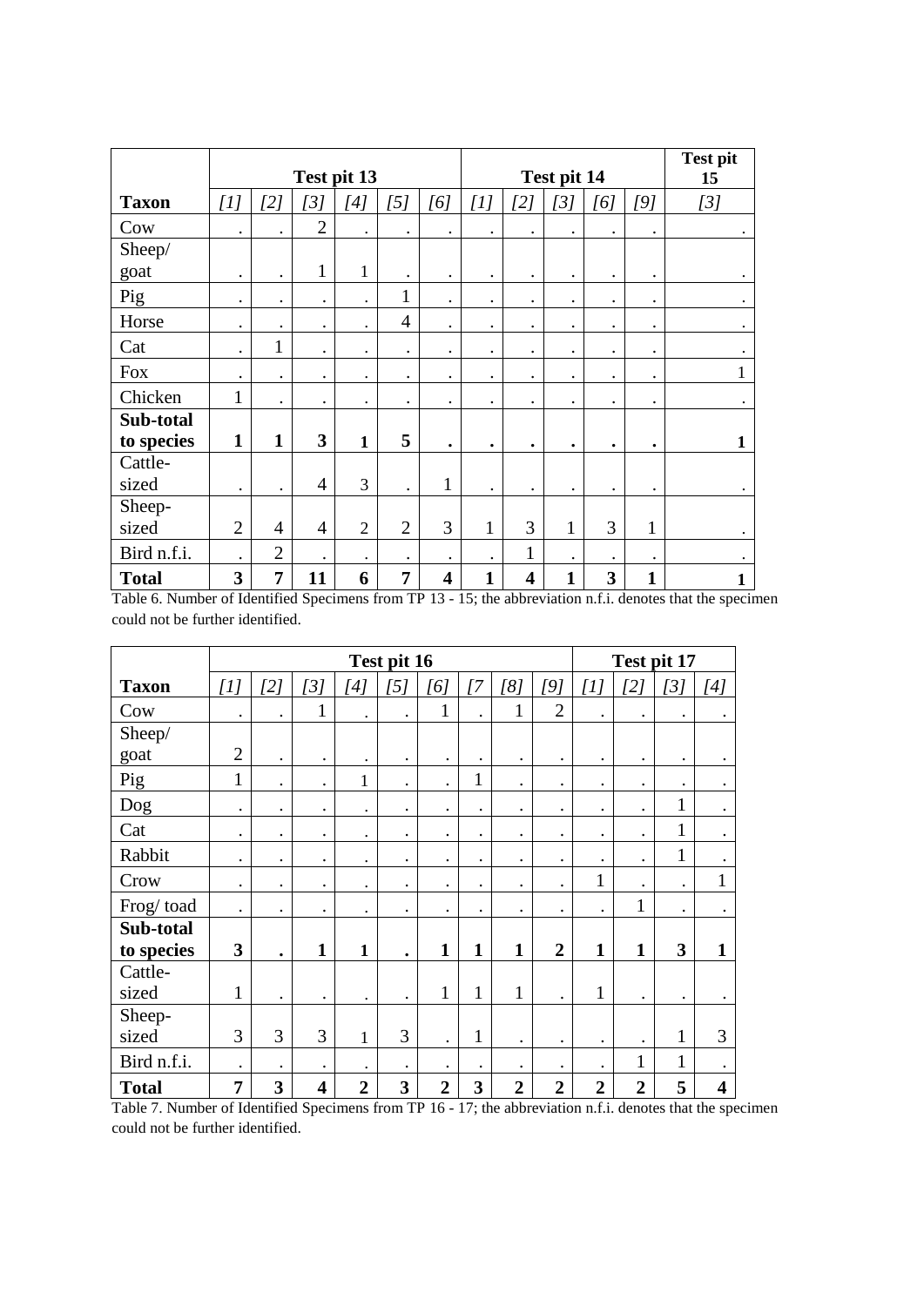| | Test pit 13 | | | | | | Test pit 14 | | | | | Test pit 15 |
|---|---|---|---|---|---|---|---|---|---|---|---|---|
| **Taxon** | *[1]* | *[2]* | *[3]* | *[4]* | *[5]* | *[6]* | *[1]* | *[2]* | *[3]* | *[6]* | *[9]* | *[3]* |
| Cow | . | . | 2 | . | . | . | . | . | . | . | . | . |
| Sheep/ goat | . | . | 1 | 1 | . | . | . | . | . | . | . | . |
| Pig | . | . | . | . | 1 | . | . | . | . | . | . | . |
| Horse | . | . | . | . | 4 | . | . | . | . | . | . | . |
| Cat | . | 1 | . | . | . | . | . | . | . | . | . | . |
| Fox | . | . | . | . | . | . | . | . | . | . | . | 1 |
| Chicken | 1 | . | . | . | . | . | . | . | . | . | . | . |
| **Sub-total to species** | **1** | **1** | **3** | **1** | **5** | **.** | **.** | **.** | **.** | **.** | **.** | **1** |
| Cattle-sized | . | . | 4 | 3 | . | 1 | . | . | . | . | . | . |
| Sheep-sized | 2 | 4 | 4 | 2 | 2 | 3 | 1 | 3 | 1 | 3 | 1 | . |
| Bird n.f.i. | . | 2 | . | . | . | . | . | 1 | . | . | . | . |
| **Total** | **3** | **7** | **11** | **6** | **7** | **4** | **1** | **4** | **1** | **3** | **1** | **1** |

Table 6. Number of Identified Specimens from TP 13 - 15; the abbreviation n.f.i. denotes that the specimen could not be further identified.

| | Test pit 16 | | | | | | | | | Test pit 17 | | | |
|---|---|---|---|---|---|---|---|---|---|---|---|---|---|
| **Taxon** | *[1]* | *[2]* | *[3]* | *[4]* | *[5]* | *[6]* | *[7* | *[8]* | *[9]* | *[1]* | *[2]* | *[3]* | *[4]* |
| Cow | . | . | 1 | . | . | 1 | . | 1 | 2 | . | . | . | . |
| Sheep/ goat | 2 | . | . | . | . | . | . | . | . | . | . | . | . |
| Pig | 1 | . | . | 1 | . | . | 1 | . | . | . | . | . | . |
| Dog | . | . | . | . | . | . | . | . | . | . | . | 1 | . |
| Cat | . | . | . | . | . | . | . | . | . | . | . | 1 | . |
| Rabbit | . | . | . | . | . | . | . | . | . | . | . | 1 | . |
| Crow | . | . | . | . | . | . | . | . | . | 1 | . | . | 1 |
| Frog/ toad | . | . | . | . | . | . | . | . | . | . | 1 | . | . |
| **Sub-total to species** | **3** | **.** | **1** | **1** | **.** | **1** | **1** | **1** | **2** | **1** | **1** | **3** | **1** |
| Cattle-sized | 1 | . | . | . | . | 1 | 1 | 1 | . | 1 | . | . | . |
| Sheep-sized | 3 | 3 | 3 | 1 | 3 | . | 1 | . | . | . | . | 1 | 3 |
| Bird n.f.i. | . | . | . | . | . | . | . | . | . | . | 1 | 1 | . |
| **Total** | **7** | **3** | **4** | **2** | **3** | **2** | **3** | **2** | **2** | **2** | **2** | **5** | **4** |

Table 7. Number of Identified Specimens from TP 16 - 17; the abbreviation n.f.i. denotes that the specimen could not be further identified.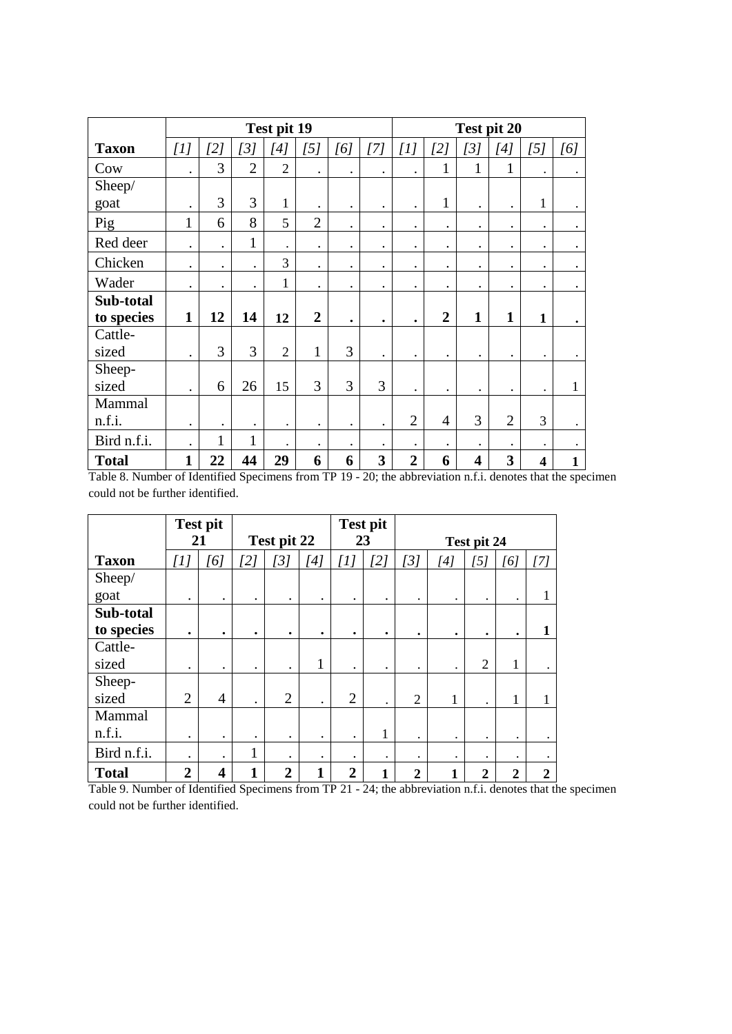| | Test pit 19 | | | | | | | Test pit 20 | | | | | |
|---|---|---|---|---|---|---|---|---|---|---|---|---|---|
| **Taxon** | *[1]* | *[2]* | *[3]* | *[4]* | *[5]* | *[6]* | *[7]* | *[1]* | *[2]* | *[3]* | *[4]* | *[5]* | *[6]* |
| Cow | . | 3 | 2 | 2 | . | . | . | . | 1 | 1 | 1 | . | . |
| Sheep/ goat | . | 3 | 3 | 1 | . | . | . | . | 1 | . | . | 1 | . |
| Pig | 1 | 6 | 8 | 5 | 2 | . | . | . | . | . | . | . | . |
| Red deer | . | . | 1 | . | . | . | . | . | . | . | . | . | . |
| Chicken | . | . | . | 3 | . | . | . | . | . | . | . | . | . |
| Wader | . | . | . | 1 | . | . | . | . | . | . | . | . | . |
| **Sub-total to species** | **1** | **12** | **14** | **12** | **2** | **.** | **.** | **.** | **2** | **1** | **1** | **1** | **.** |
| Cattle-sized | . | 3 | 3 | 2 | 1 | 3 | . | . | . | . | . | . | . |
| Sheep-sized | . | 6 | 26 | 15 | 3 | 3 | 3 | . | . | . | . | . | 1 |
| Mammal n.f.i. | . | . | . | . | . | . | . | 2 | 4 | 3 | 2 | 3 | . |
| Bird n.f.i. | . | 1 | 1 | . | . | . | . | . | . | . | . | . | . |
| **Total** | **1** | **22** | **44** | **29** | **6** | **6** | **3** | **2** | **6** | **4** | **3** | **4** | **1** |

Table 8. Number of Identified Specimens from TP 19 - 20; the abbreviation n.f.i. denotes that the specimen could not be further identified.

| | Test pit 21 | | Test pit 22 | | | Test pit 23 | | Test pit 24 | | | | |
|---|---|---|---|---|---|---|---|---|---|---|---|---|
| **Taxon** | *[1]* | *[6]* | *[2]* | *[3]* | *[4]* | *[1]* | *[2]* | *[3]* | *[4]* | *[5]* | *[6]* | *[7]* |
| Sheep/ goat | . | . | . | . | . | . | . | . | . | . | . | 1 |
| **Sub-total to species** | **.** | **.** | **.** | **.** | **.** | **.** | **.** | **.** | **.** | **.** | **.** | **1** |
| Cattle-sized | . | . | . | . | 1 | . | . | . | . | 2 | 1 | . |
| Sheep-sized | 2 | 4 | . | 2 | . | 2 | . | 2 | 1 | . | 1 | 1 |
| Mammal n.f.i. | . | . | . | . | . | . | 1 | . | . | . | . | . |
| Bird n.f.i. | . | . | 1 | . | . | . | . | . | . | . | . | . |
| **Total** | **2** | **4** | **1** | **2** | **1** | **2** | **1** | **2** | **1** | **2** | **2** | **2** |

Table 9. Number of Identified Specimens from TP 21 - 24; the abbreviation n.f.i. denotes that the specimen could not be further identified.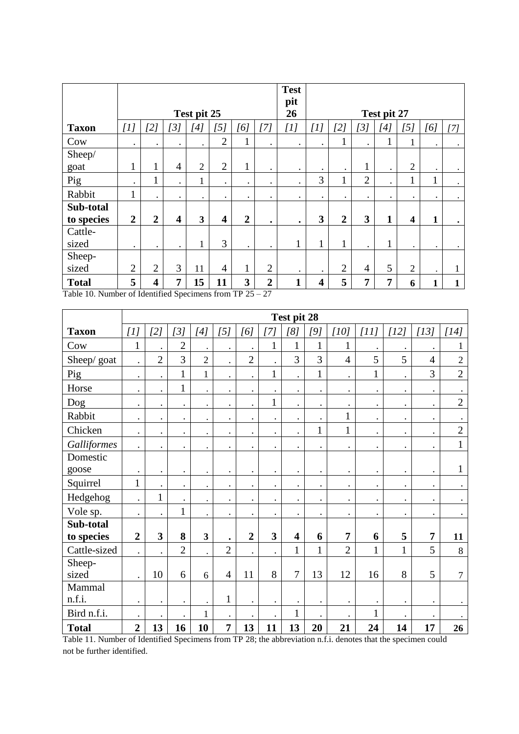| | Test pit 25 | | | | | | | Test pit 26 | Test pit 27 | | | | | | |
|---|---|---|---|---|---|---|---|---|---|---|---|---|---|---|---|
| **Taxon** | *[1]* | *[2]* | *[3]* | *[4]* | *[5]* | *[6]* | *[7]* | *[1]* | *[1]* | *[2]* | *[3]* | *[4]* | *[5]* | *[6]* | *[7]* |
| Cow | . | . | . | . | 2 | 1 | . | . | . | 1 | . | 1 | 1 | . | . |
| Sheep/ goat | 1 | 1 | 4 | 2 | 2 | 1 | . | . | . | . | 1 | . | 2 | . | . |
| Pig | . | 1 | . | 1 | . | . | . | . | 3 | 1 | 2 | . | 1 | 1 | . |
| Rabbit | 1 | . | . | . | . | . | . | . | . | . | . | . | . | . | . |
| **Sub-total to species** | **2** | **2** | **4** | **3** | **4** | **2** | **.** | **.** | **3** | **2** | **3** | **1** | **4** | **1** | **.** |
| Cattle-sized | . | . | . | 1 | 3 | . | . | 1 | 1 | 1 | . | 1 | . | . | . |
| Sheep-sized | 2 | 2 | 3 | 11 | 4 | 1 | 2 | . | . | 2 | 4 | 5 | 2 | . | 1 |
| **Total** | **5** | **4** | **7** | **15** | **11** | **3** | **2** | **1** | **4** | **5** | **7** | **7** | **6** | **1** | **1** |

Table 10. Number of Identified Specimens from TP 25 – 27

| | Test pit 28 | | | | | | | | | | | | | |
|---|---|---|---|---|---|---|---|---|---|---|---|---|---|---|
| **Taxon** | *[1]* | *[2]* | *[3]* | *[4]* | *[5]* | *[6]* | *[7]* | *[8]* | *[9]* | *[10]* | *[11]* | *[12]* | *[13]* | *[14]* |
| Cow | 1 | . | 2 | . | . | . | 1 | 1 | 1 | 1 | . | . | . | 1 |
| Sheep/ goat | . | 2 | 3 | 2 | . | 2 | . | 3 | 3 | 4 | 5 | 5 | 4 | 2 |
| Pig | . | . | 1 | 1 | . | . | 1 | . | 1 | . | 1 | . | 3 | 2 |
| Horse | . | . | 1 | . | . | . | . | . | . | . | . | . | . | . |
| Dog | . | . | . | . | . | . | 1 | . | . | . | . | . | . | 2 |
| Rabbit | . | . | . | . | . | . | . | . | . | 1 | . | . | . | . |
| Chicken | . | . | . | . | . | . | . | . | 1 | 1 | . | . | . | 2 |
| *Galliformes* | . | . | . | . | . | . | . | . | . | . | . | . | . | 1 |
| Domestic goose | . | . | . | . | . | . | . | . | . | . | . | . | . | 1 |
| Squirrel | 1 | . | . | . | . | . | . | . | . | . | . | . | . | . |
| Hedgehog | . | 1 | . | . | . | . | . | . | . | . | . | . | . | . |
| Vole sp. | . | . | 1 | . | . | . | . | . | . | . | . | . | . | . |
| **Sub-total to species** | **2** | **3** | **8** | **3** | **.** | **2** | **3** | **4** | **6** | **7** | **6** | **5** | **7** | **11** |
| Cattle-sized | . | . | 2 | . | 2 | . | . | 1 | 1 | 2 | 1 | 1 | 5 | 8 |
| Sheep-sized | . | 10 | 6 | 6 | 4 | 11 | 8 | 7 | 13 | 12 | 16 | 8 | 5 | 7 |
| Mammal n.f.i. | . | . | . | . | 1 | . | . | . | . | . | . | . | . | . |
| Bird n.f.i. | . | . | . | 1 | . | . | . | 1 | . | . | 1 | . | . | . |
| **Total** | **2** | **13** | **16** | **10** | **7** | **13** | **11** | **13** | **20** | **21** | **24** | **14** | **17** | **26** |

Table 11. Number of Identified Specimens from TP 28; the abbreviation n.f.i. denotes that the specimen could not be further identified.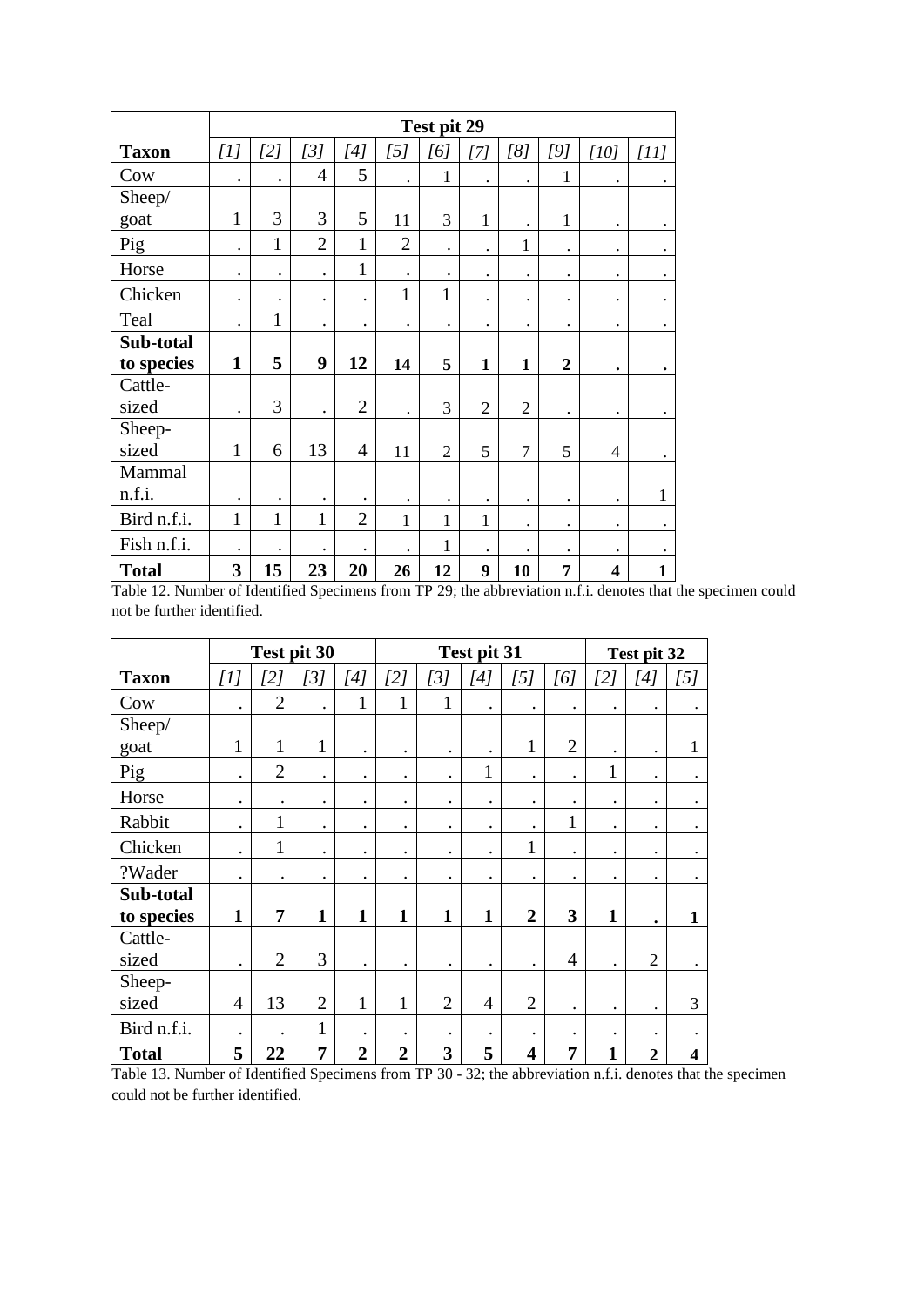| | Test pit 29 | | | | | | | | | | |
|---|---|---|---|---|---|---|---|---|---|---|---|
| **Taxon** | *[1]* | *[2]* | *[3]* | *[4]* | *[5]* | *[6]* | *[7]* | *[8]* | *[9]* | *[10]* | *[11]* |
| Cow | . | . | 4 | 5 | . | 1 | . | . | 1 | . | . |
| Sheep/ goat | 1 | 3 | 3 | 5 | 11 | 3 | 1 | . | 1 | . | . |
| Pig | . | 1 | 2 | 1 | 2 | . | . | 1 | . | . | . |
| Horse | . | . | . | 1 | . | . | . | . | . | . | . |
| Chicken | . | . | . | . | 1 | 1 | . | . | . | . | . |
| Teal | . | 1 | . | . | . | . | . | . | . | . | . |
| **Sub-total to species** | **1** | **5** | **9** | **12** | **14** | **5** | **1** | **1** | **2** | **.** | **.** |
| Cattle-sized | . | 3 | . | 2 | . | 3 | 2 | 2 | . | . | . |
| Sheep-sized | 1 | 6 | 13 | 4 | 11 | 2 | 5 | 7 | 5 | 4 | . |
| Mammal n.f.i. | . | . | . | . | . | . | . | . | . | . | 1 |
| Bird n.f.i. | 1 | 1 | 1 | 2 | 1 | 1 | 1 | . | . | . | . |
| Fish n.f.i. | . | . | . | . | . | 1 | . | . | . | . | . |
| **Total** | **3** | **15** | **23** | **20** | **26** | **12** | **9** | **10** | **7** | **4** | **1** |

Table 12. Number of Identified Specimens from TP 29; the abbreviation n.f.i. denotes that the specimen could not be further identified.

| | Test pit 30 | | | | Test pit 31 | | | | | Test pit 32 | | |
|---|---|---|---|---|---|---|---|---|---|---|---|---|
| **Taxon** | *[1]* | *[2]* | *[3]* | *[4]* | *[2]* | *[3]* | *[4]* | *[5]* | *[6]* | *[2]* | *[4]* | *[5]* |
| Cow | . | 2 | . | 1 | 1 | 1 | . | . | . | . | . | . |
| Sheep/ goat | 1 | 1 | 1 | . | . | . | . | 1 | 2 | . | . | 1 |
| Pig | . | 2 | . | . | . | . | 1 | . | . | 1 | . | . |
| Horse | . | . | . | . | . | . | . | . | . | . | . | . |
| Rabbit | . | 1 | . | . | . | . | . | . | 1 | . | . | . |
| Chicken | . | 1 | . | . | . | . | . | 1 | . | . | . | . |
| ?Wader | . | . | . | . | . | . | . | . | . | . | . | . |
| **Sub-total to species** | **1** | **7** | **1** | **1** | **1** | **1** | **1** | **2** | **3** | **1** | **.** | **1** |
| Cattle-sized | . | 2 | 3 | . | . | . | . | . | 4 | . | 2 | . |
| Sheep-sized | 4 | 13 | 2 | 1 | 1 | 2 | 4 | 2 | . | . | . | 3 |
| Bird n.f.i. | . | . | 1 | . | . | . | . | . | . | . | . | . |
| **Total** | **5** | **22** | **7** | **2** | **2** | **3** | **5** | **4** | **7** | **1** | **2** | **4** |

Table 13. Number of Identified Specimens from TP 30 - 32; the abbreviation n.f.i. denotes that the specimen could not be further identified.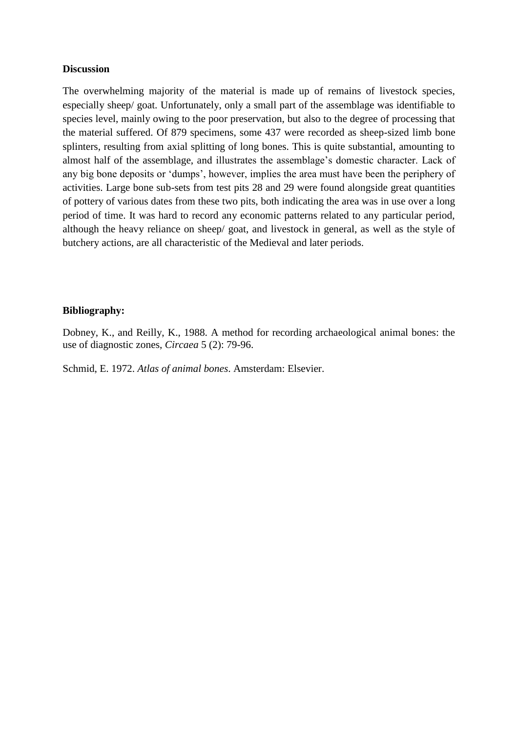**Discussion**

The overwhelming majority of the material is made up of remains of livestock species, especially sheep/ goat. Unfortunately, only a small part of the assemblage was identifiable to species level, mainly owing to the poor preservation, but also to the degree of processing that the material suffered. Of 879 specimens, some 437 were recorded as sheep-sized limb bone splinters, resulting from axial splitting of long bones. This is quite substantial, amounting to almost half of the assemblage, and illustrates the assemblage's domestic character. Lack of any big bone deposits or 'dumps', however, implies the area must have been the periphery of activities. Large bone sub-sets from test pits 28 and 29 were found alongside great quantities of pottery of various dates from these two pits, both indicating the area was in use over a long period of time. It was hard to record any economic patterns related to any particular period, although the heavy reliance on sheep/ goat, and livestock in general, as well as the style of butchery actions, are all characteristic of the Medieval and later periods.

**Bibliography:**

Dobney, K., and Reilly, K., 1988. A method for recording archaeological animal bones: the use of diagnostic zones, *Circaea* 5 (2): 79-96.

Schmid, E. 1972. *Atlas of animal bones*. Amsterdam: Elsevier.